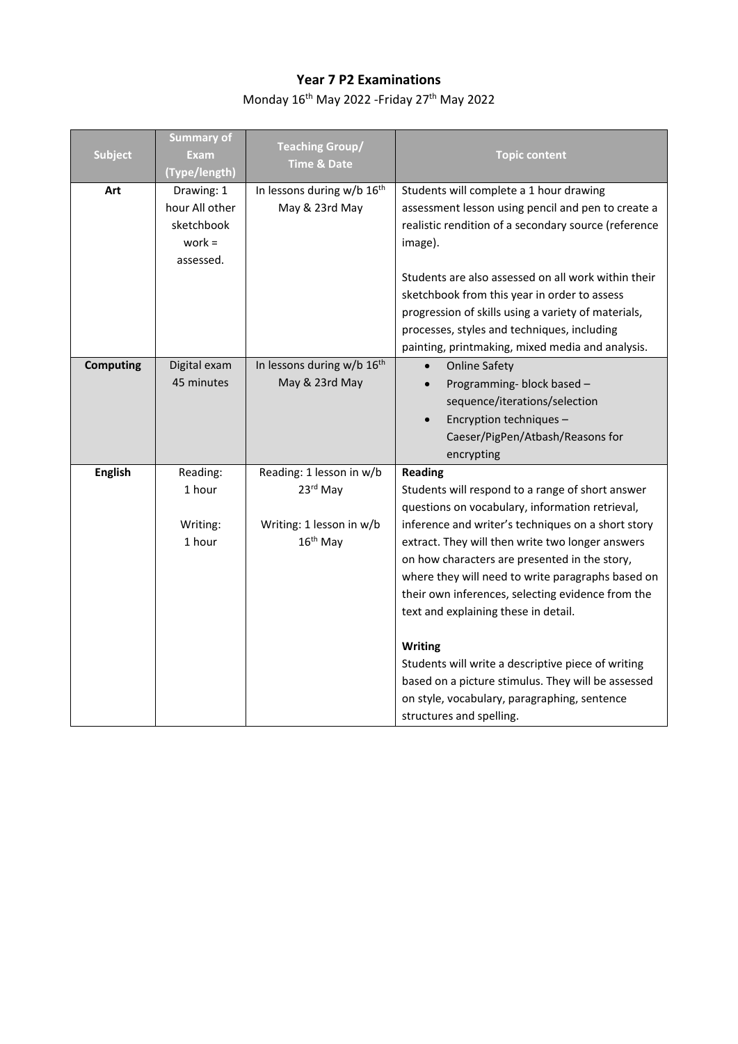# Year 7 P2 Examinations

Monday 16th May 2022 -Friday 27th May 2022

| Subject | Summary of Exam (Type/length) | Teaching Group/ Time & Date | Topic content |
|---|---|---|---|
| **Art** | Drawing: 1 hour All other sketchbook work = assessed. | In lessons during w/b 16th May & 23rd May | Students will complete a 1 hour drawing assessment lesson using pencil and pen to create a realistic rendition of a secondary source (reference image).<br><br>Students are also assessed on all work within their sketchbook from this year in order to assess progression of skills using a variety of materials, processes, styles and techniques, including painting, printmaking, mixed media and analysis. |
| **Computing** | Digital exam 45 minutes | In lessons during w/b 16th May & 23rd May | • Online Safety<br>• Programming- block based – sequence/iterations/selection<br>• Encryption techniques – Caeser/PigPen/Atbash/Reasons for encrypting |
| **English** | Reading: 1 hour<br><br>Writing: 1 hour | Reading: 1 lesson in w/b 23rd May<br><br>Writing: 1 lesson in w/b 16th May | **Reading**<br>Students will respond to a range of short answer questions on vocabulary, information retrieval, inference and writer's techniques on a short story extract. They will then write two longer answers on how characters are presented in the story, where they will need to write paragraphs based on their own inferences, selecting evidence from the text and explaining these in detail.<br><br>**Writing**<br>Students will write a descriptive piece of writing based on a picture stimulus. They will be assessed on style, vocabulary, paragraphing, sentence structures and spelling. |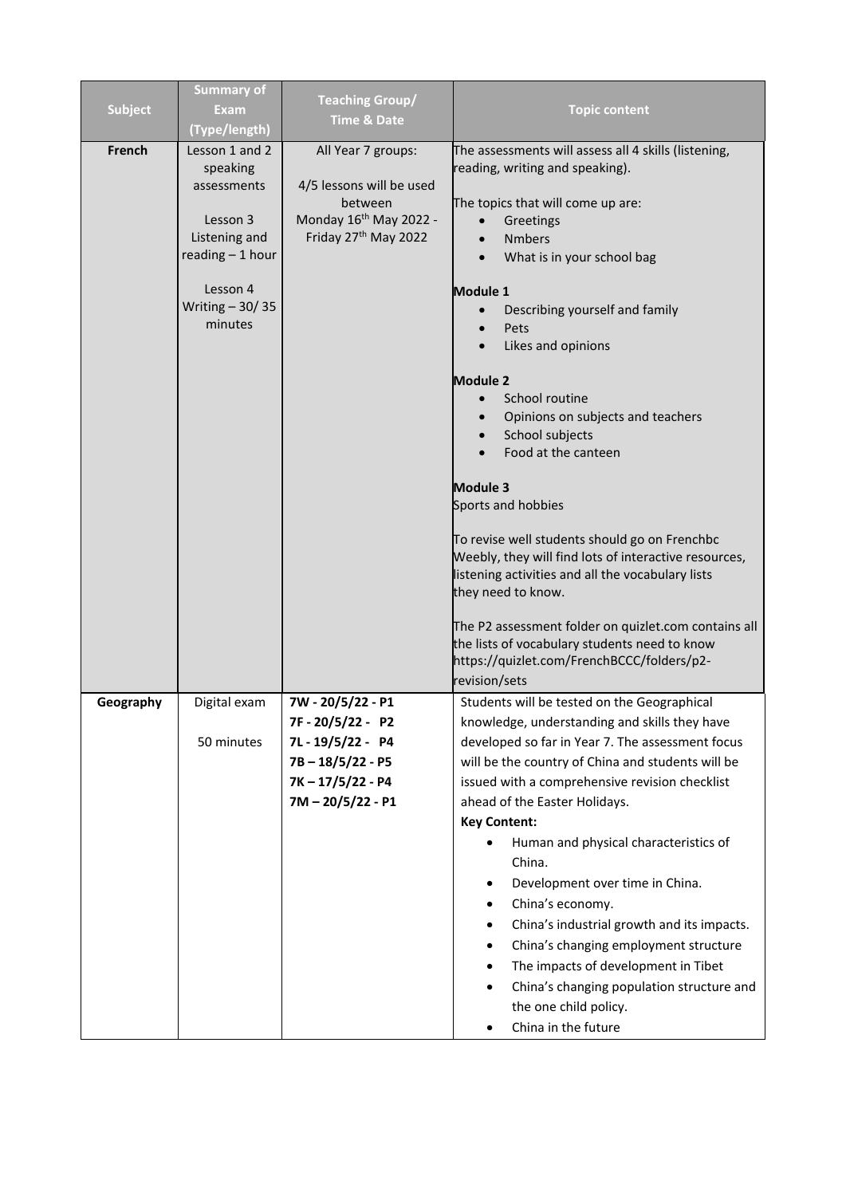| Subject | Summary of Exam (Type/length) | Teaching Group/ Time & Date | Topic content |
|---|---|---|---|
| **French** | Lesson 1 and 2 speaking assessments<br><br>Lesson 3 Listening and reading – 1 hour<br><br>Lesson 4 Writing – 30/ 35 minutes | All Year 7 groups:<br><br>4/5 lessons will be used between Monday 16th May 2022 - Friday 27th May 2022 | The assessments will assess all 4 skills (listening, reading, writing and speaking).<br><br>The topics that will come up are:<br>• Greetings<br>• Nmbers<br>• What is in your school bag<br><br>**Module 1**<br>• Describing yourself and family<br>• Pets<br>• Likes and opinions<br><br>**Module 2**<br>• School routine<br>• Opinions on subjects and teachers<br>• School subjects<br>• Food at the canteen<br><br>**Module 3**<br>Sports and hobbies<br><br>To revise well students should go on Frenchbc Weebly, they will find lots of interactive resources, listening activities and all the vocabulary lists they need to know.<br><br>The P2 assessment folder on quizlet.com contains all the lists of vocabulary students need to know https://quizlet.com/FrenchBCCC/folders/p2-revision/sets |
| **Geography** | Digital exam<br><br>50 minutes | **7W - 20/5/22 - P1**<br>**7F - 20/5/22 - P2**<br>**7L - 19/5/22 - P4**<br>**7B – 18/5/22 - P5**<br>**7K – 17/5/22 - P4**<br>**7M – 20/5/22 - P1** | Students will be tested on the Geographical knowledge, understanding and skills they have developed so far in Year 7. The assessment focus will be the country of China and students will be issued with a comprehensive revision checklist ahead of the Easter Holidays.<br>**Key Content:**<br>• Human and physical characteristics of China.<br>• Development over time in China.<br>• China's economy.<br>• China's industrial growth and its impacts.<br>• China's changing employment structure<br>• The impacts of development in Tibet<br>• China's changing population structure and the one child policy.<br>• China in the future |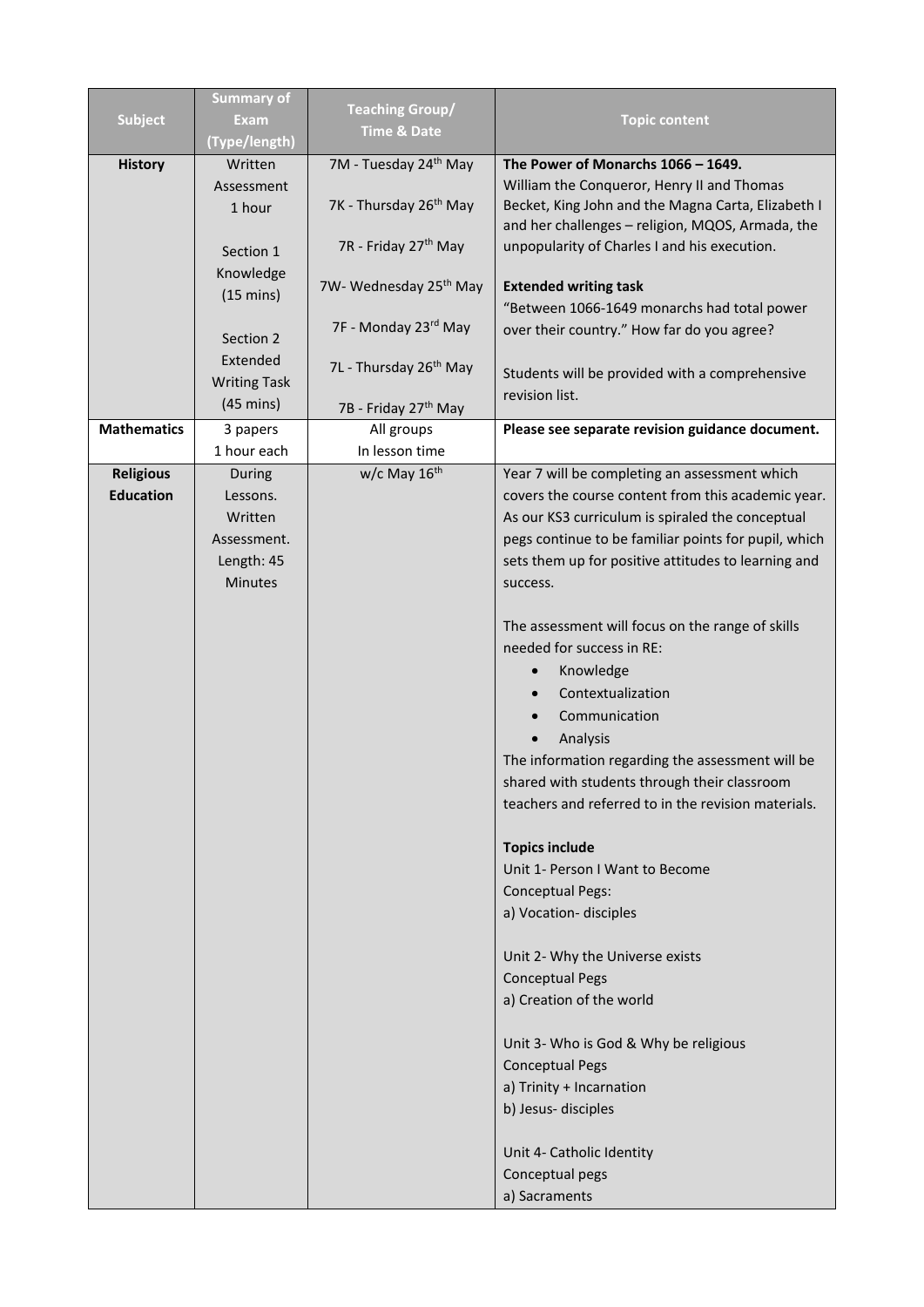| Subject | Summary of Exam (Type/length) | Teaching Group/ Time & Date | Topic content |
|---|---|---|---|
| **History** | Written Assessment 1 hour<br><br>Section 1 Knowledge (15 mins)<br><br>Section 2 Extended Writing Task (45 mins) | 7M - Tuesday 24th May<br><br>7K - Thursday 26th May<br><br>7R - Friday 27th May<br><br>7W- Wednesday 25th May<br><br>7F - Monday 23rd May<br><br>7L - Thursday 26th May<br><br>7B - Friday 27th May | **The Power of Monarchs 1066 – 1649.**<br>William the Conqueror, Henry II and Thomas Becket, King John and the Magna Carta, Elizabeth I and her challenges – religion, MQOS, Armada, the unpopularity of Charles I and his execution.<br><br>**Extended writing task**<br>"Between 1066-1649 monarchs had total power over their country." How far do you agree?<br><br>Students will be provided with a comprehensive revision list. |
| **Mathematics** | 3 papers 1 hour each | All groups In lesson time | **Please see separate revision guidance document.** |
| **Religious Education** | During Lessons. Written Assessment. Length: 45 Minutes | w/c May 16th | Year 7 will be completing an assessment which covers the course content from this academic year. As our KS3 curriculum is spiraled the conceptual pegs continue to be familiar points for pupil, which sets them up for positive attitudes to learning and success.<br><br>The assessment will focus on the range of skills needed for success in RE:<br>• Knowledge<br>• Contextualization<br>• Communication<br>• Analysis<br>The information regarding the assessment will be shared with students through their classroom teachers and referred to in the revision materials.<br><br>**Topics include**<br>Unit 1- Person I Want to Become<br>Conceptual Pegs:<br>a) Vocation- disciples<br><br>Unit 2- Why the Universe exists<br>Conceptual Pegs<br>a) Creation of the world<br><br>Unit 3- Who is God & Why be religious<br>Conceptual Pegs<br>a) Trinity + Incarnation<br>b) Jesus- disciples<br><br>Unit 4- Catholic Identity<br>Conceptual pegs<br>a) Sacraments |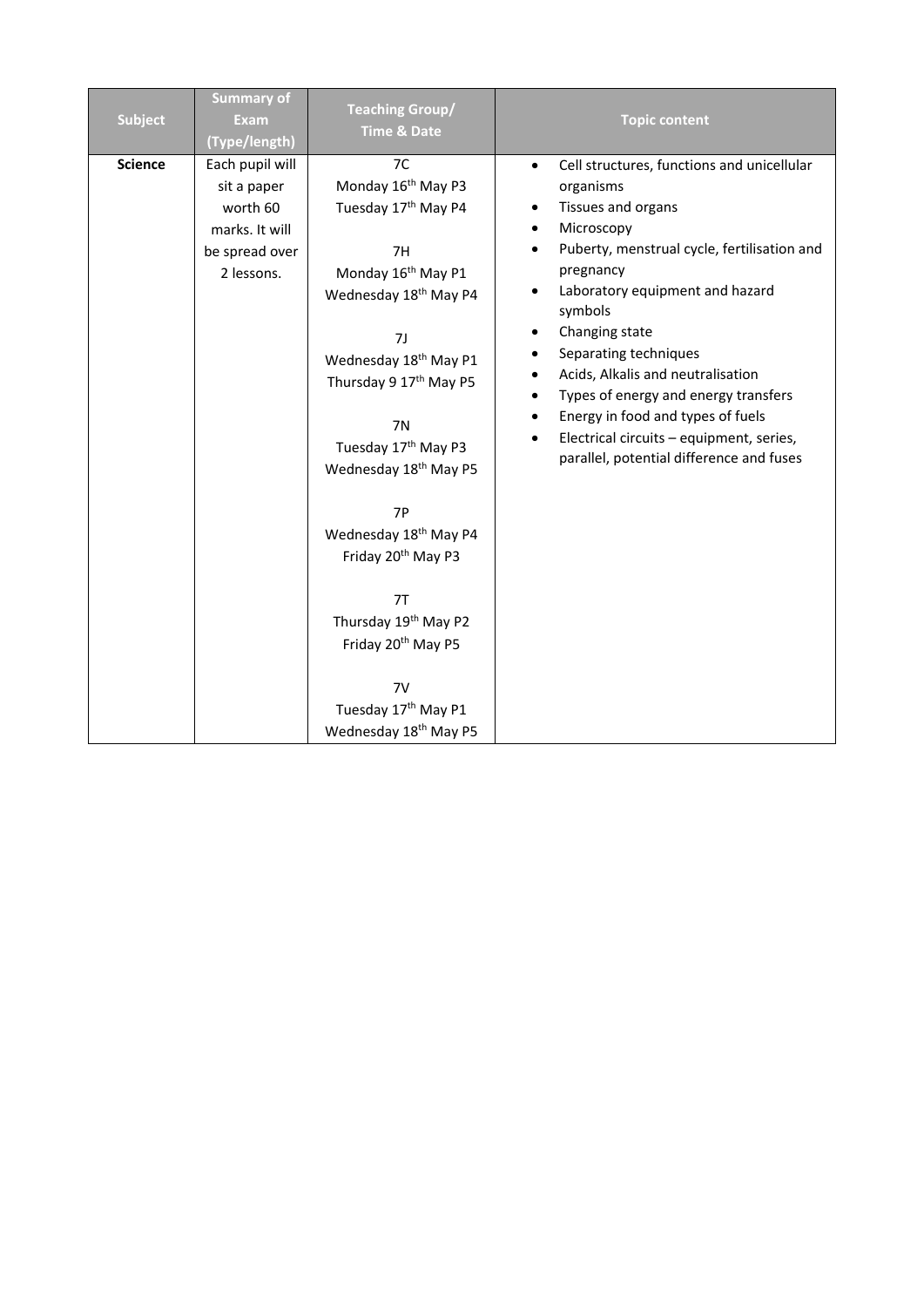| Subject | Summary of Exam (Type/length) | Teaching Group/ Time & Date | Topic content |
|---|---|---|---|
| **Science** | Each pupil will sit a paper worth 60 marks. It will be spread over 2 lessons. | 7C<br>Monday 16th May P3<br>Tuesday 17th May P4<br><br>7H<br>Monday 16th May P1<br>Wednesday 18th May P4<br><br>7J<br>Wednesday 18th May P1<br>Thursday 9 17th May P5<br><br>7N<br>Tuesday 17th May P3<br>Wednesday 18th May P5<br><br>7P<br>Wednesday 18th May P4<br>Friday 20th May P3<br><br>7T<br>Thursday 19th May P2<br>Friday 20th May P5<br><br>7V<br>Tuesday 17th May P1<br>Wednesday 18th May P5 | • Cell structures, functions and unicellular organisms<br>• Tissues and organs<br>• Microscopy<br>• Puberty, menstrual cycle, fertilisation and pregnancy<br>• Laboratory equipment and hazard symbols<br>• Changing state<br>• Separating techniques<br>• Acids, Alkalis and neutralisation<br>• Types of energy and energy transfers<br>• Energy in food and types of fuels<br>• Electrical circuits – equipment, series, parallel, potential difference and fuses |